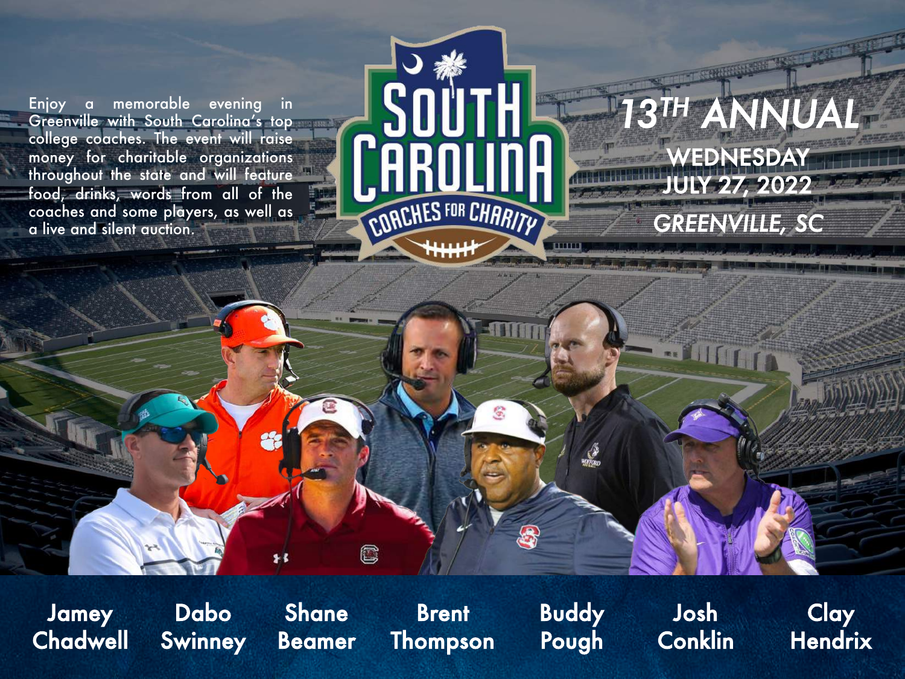# South Carolina Coaches for Charity

## 13TH ANNUAL

**WEDNESDAY**
**JULY 27, 2022**

*GREENVILLE, SC*

Enjoy a memorable evening in Greenville with South Carolina's top college coaches. The event will raise money for charitable organizations throughout the state and will feature food, drinks, words from all of the coaches and some players, as well as a live and silent auction.

**Jamey Chadwell** | **Dabo Swinney** | **Shane Beamer** | **Brent Thompson** | **Buddy Pough** | **Josh Conklin** | **Clay Hendrix**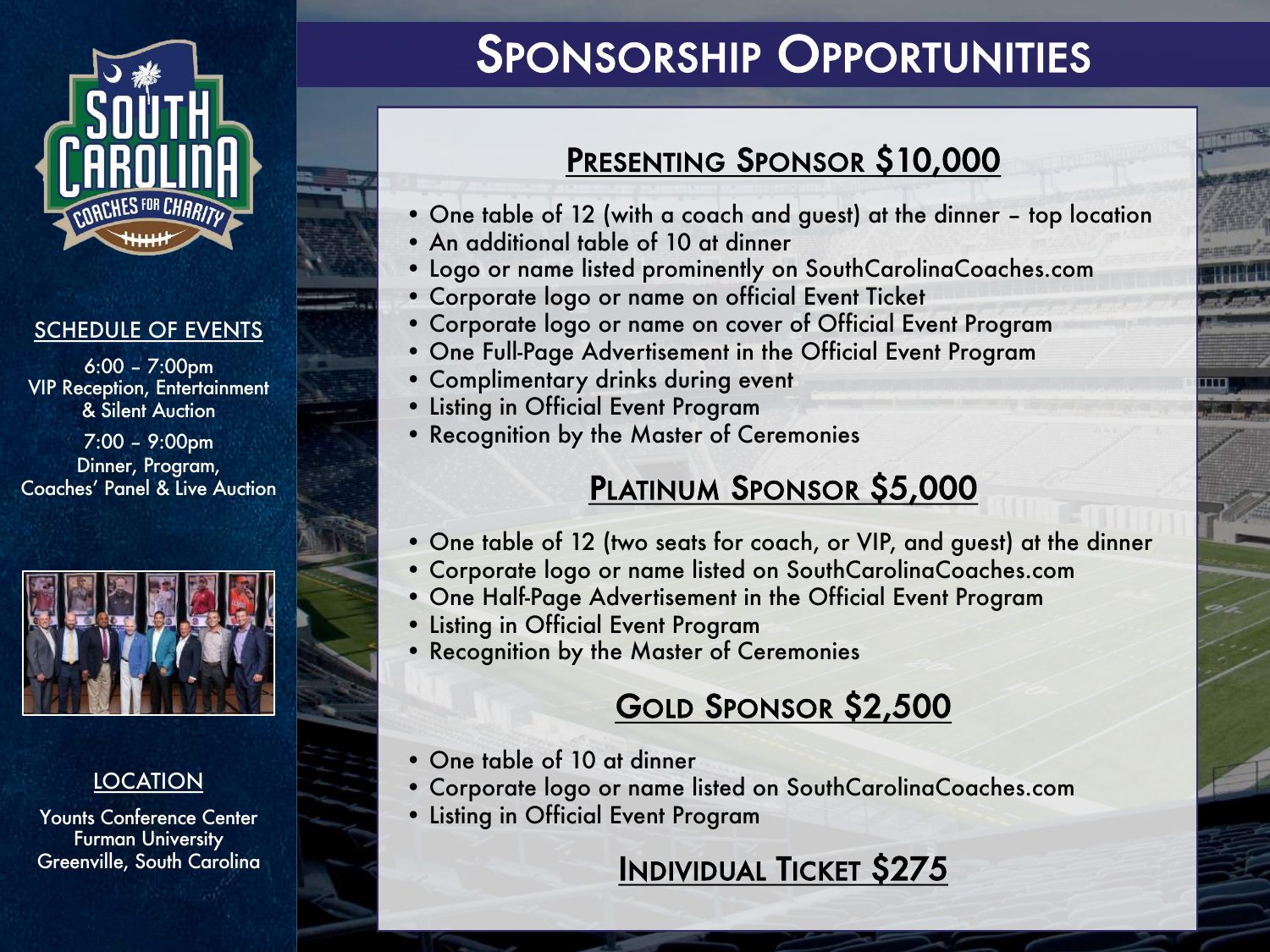# Sponsorship Opportunities

## Presenting Sponsor $10,000

- One table of 12 (with a coach and guest) at the dinner – top location
- An additional table of 10 at dinner
- Logo or name listed prominently on SouthCarolinaCoaches.com
- Corporate logo or name on official Event Ticket
- Corporate logo or name on cover of Official Event Program
- One Full-Page Advertisement in the Official Event Program
- Complimentary drinks during event
- Listing in Official Event Program
- Recognition by the Master of Ceremonies

## Platinum Sponsor $5,000

- One table of 12 (two seats for coach, or VIP, and guest) at the dinner
- Corporate logo or name listed on SouthCarolinaCoaches.com
- One Half-Page Advertisement in the Official Event Program
- Listing in Official Event Program
- Recognition by the Master of Ceremonies

## Gold Sponsor $2,500

- One table of 10 at dinner
- Corporate logo or name listed on SouthCarolinaCoaches.com
- Listing in Official Event Program

## Individual Ticket $275

South Carolina Coaches for Charity

### Schedule of Events

6:00 – 7:00pm
VIP Reception, Entertainment & Silent Auction

7:00 – 9:00pm
Dinner, Program, Coaches' Panel & Live Auction

### Location

Younts Conference Center
Furman University
Greenville, South Carolina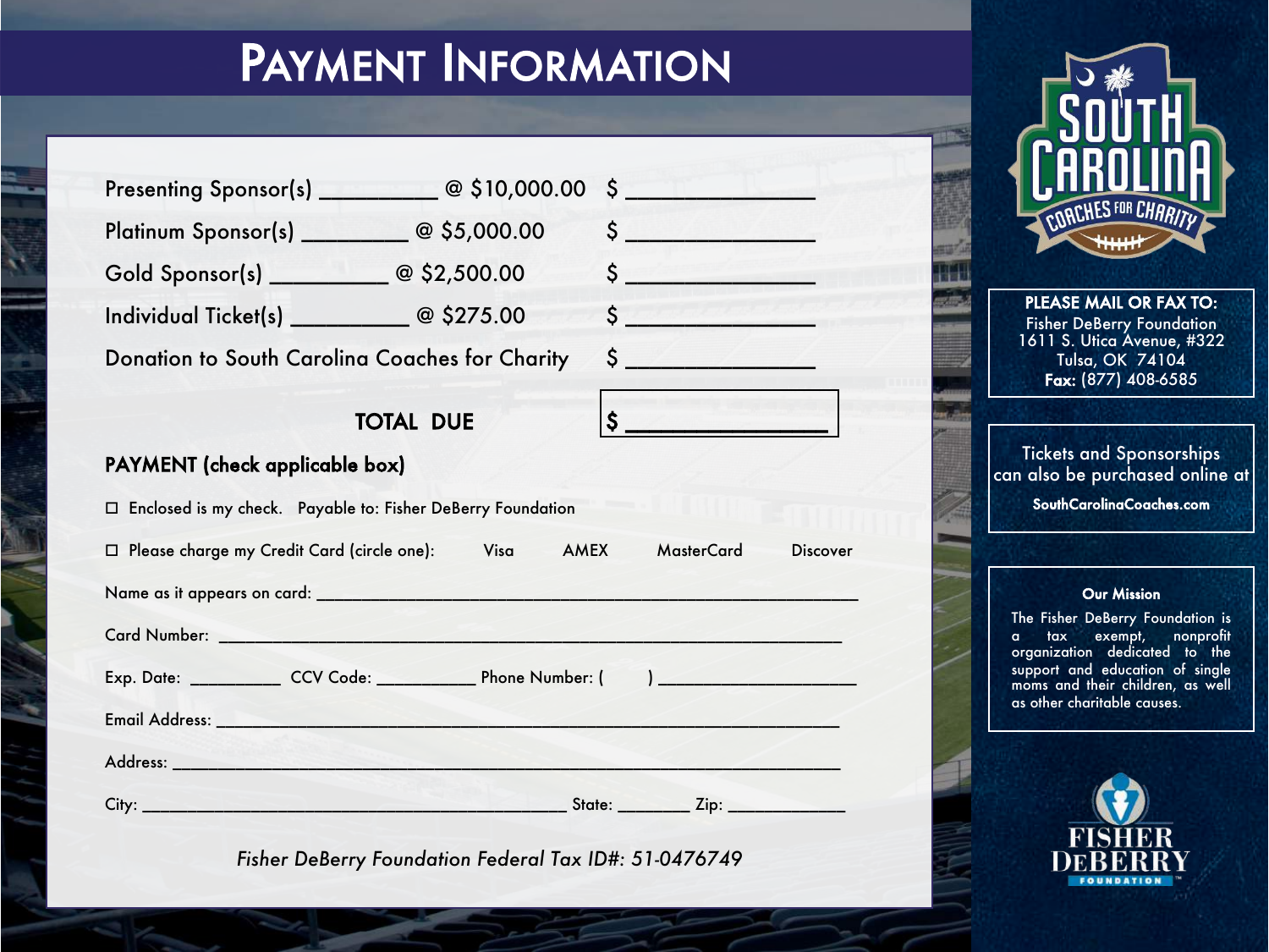# Payment Information

Presenting Sponsor(s) __________ @ $10,000.00 $ ________________

Platinum Sponsor(s) _________ @ $5,000.00 $ ________________

Gold Sponsor(s) __________ @ $2,500.00 $ ________________

Individual Ticket(s) __________ @ $275.00 $ ________________

Donation to South Carolina Coaches for Charity $ ________________

**TOTAL DUE** $ ________________

**PAYMENT (check applicable box)**

☐ Enclosed is my check. Payable to: Fisher DeBerry Foundation

☐ Please charge my Credit Card (circle one): Visa AMEX MasterCard Discover

Name as it appears on card: ____________________________________________

Card Number: ____________________________________________

Exp. Date: __________ CCV Code: ___________ Phone Number: ( ) ______________________

Email Address: ____________________________________________

Address: ____________________________________________

City: ________________________________ State: ________ Zip: _____________

*Fisher DeBerry Foundation Federal Tax ID#: 51-0476749*

South Carolina Coaches for Charity

**PLEASE MAIL OR FAX TO:**
Fisher DeBerry Foundation
1611 S. Utica Avenue, #322
Tulsa, OK 74104
**Fax:** (877) 408-6585

Tickets and Sponsorships can also be purchased online at

**SouthCarolinaCoaches.com**

**Our Mission**

The Fisher DeBerry Foundation is a tax exempt, nonprofit organization dedicated to the support and education of single moms and their children, as well as other charitable causes.

Fisher DeBerry Foundation